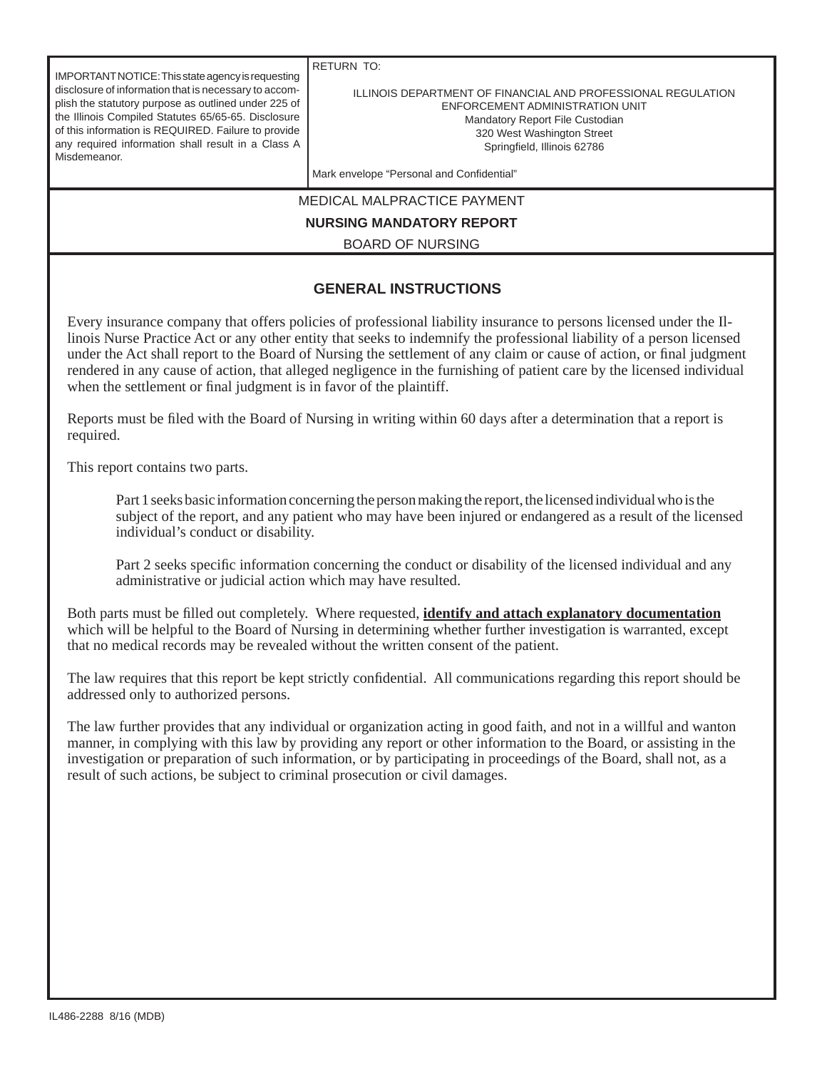| IMPORTANT NOTICE: This state agency is requesting disclosure of information that is necessary to accomplish the statutory purpose as outlined under 225 of the Illinois Compiled Statutes 65/65-65. Disclosure of this information is REQUIRED. Failure to provide any required information shall result in a Class A Misdemeanor. | RETURN TO:<br><br>ILLINOIS DEPARTMENT OF FINANCIAL AND PROFESSIONAL REGULATION<br>ENFORCEMENT ADMINISTRATION UNIT<br>Mandatory Report File Custodian<br>320 West Washington Street<br>Springfield, Illinois 62786<br><br>Mark envelope "Personal and Confidential" |
|---|---|

MEDICAL MALPRACTICE PAYMENT

**NURSING MANDATORY REPORT**

BOARD OF NURSING

## GENERAL INSTRUCTIONS

Every insurance company that offers policies of professional liability insurance to persons licensed under the Illinois Nurse Practice Act or any other entity that seeks to indemnify the professional liability of a person licensed under the Act shall report to the Board of Nursing the settlement of any claim or cause of action, or final judgment rendered in any cause of action, that alleged negligence in the furnishing of patient care by the licensed individual when the settlement or final judgment is in favor of the plaintiff.

Reports must be filed with the Board of Nursing in writing within 60 days after a determination that a report is required.

This report contains two parts.

> Part 1 seeks basic information concerning the person making the report, the licensed individual who is the subject of the report, and any patient who may have been injured or endangered as a result of the licensed individual's conduct or disability.
>
> Part 2 seeks specific information concerning the conduct or disability of the licensed individual and any administrative or judicial action which may have resulted.

Both parts must be filled out completely. Where requested, **identify and attach explanatory documentation** which will be helpful to the Board of Nursing in determining whether further investigation is warranted, except that no medical records may be revealed without the written consent of the patient.

The law requires that this report be kept strictly confidential. All communications regarding this report should be addressed only to authorized persons.

The law further provides that any individual or organization acting in good faith, and not in a willful and wanton manner, in complying with this law by providing any report or other information to the Board, or assisting in the investigation or preparation of such information, or by participating in proceedings of the Board, shall not, as a result of such actions, be subject to criminal prosecution or civil damages.

IL486-2288 8/16 (MDB)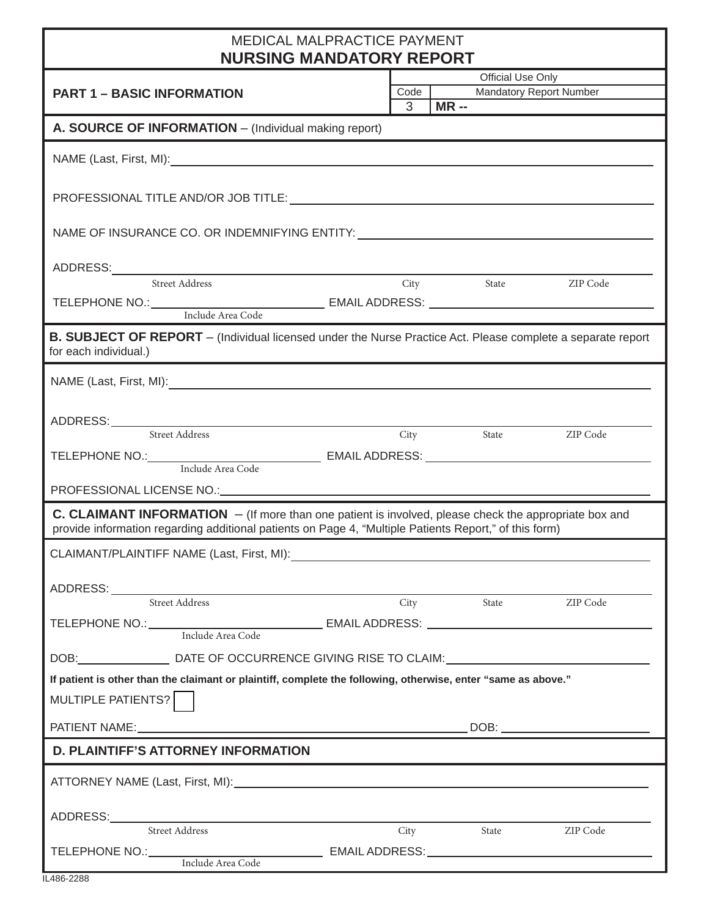# MEDICAL MALPRACTICE PAYMENT
# NURSING MANDATORY REPORT

## PART 1 – BASIC INFORMATION

| Official Use Only | |
|---|---|
| Code | Mandatory Report Number |
| 3 | **MR --** |

### A. SOURCE OF INFORMATION – (Individual making report)

NAME (Last, First, MI): ______________________

PROFESSIONAL TITLE AND/OR JOB TITLE: ______________________

NAME OF INSURANCE CO. OR INDEMNIFYING ENTITY: ______________________

ADDRESS: ______________________
Street Address — City — State — ZIP Code

TELEPHONE NO.: ______________ (Include Area Code) EMAIL ADDRESS: ______________

### B. SUBJECT OF REPORT – (Individual licensed under the Nurse Practice Act. Please complete a separate report for each individual.)

NAME (Last, First, MI): ______________________

ADDRESS: ______________________
Street Address — City — State — ZIP Code

TELEPHONE NO.: ______________ (Include Area Code) EMAIL ADDRESS: ______________

PROFESSIONAL LICENSE NO.: ______________________

### C. CLAIMANT INFORMATION – (If more than one patient is involved, please check the appropriate box and provide information regarding additional patients on Page 4, "Multiple Patients Report," of this form)

CLAIMANT/PLAINTIFF NAME (Last, First, MI): ______________________

ADDRESS: ______________________
Street Address — City — State — ZIP Code

TELEPHONE NO.: ______________ (Include Area Code) EMAIL ADDRESS: ______________

DOB: __________ DATE OF OCCURRENCE GIVING RISE TO CLAIM: ______________

**If patient is other than the claimant or plaintiff, complete the following, otherwise, enter "same as above."**

MULTIPLE PATIENTS? ☐

PATIENT NAME: ______________________ DOB: ______________

### D. PLAINTIFF'S ATTORNEY INFORMATION

ATTORNEY NAME (Last, First, MI): ______________________

ADDRESS: ______________________
Street Address — City — State — ZIP Code

TELEPHONE NO.: ______________ (Include Area Code) EMAIL ADDRESS: ______________

IL486-2288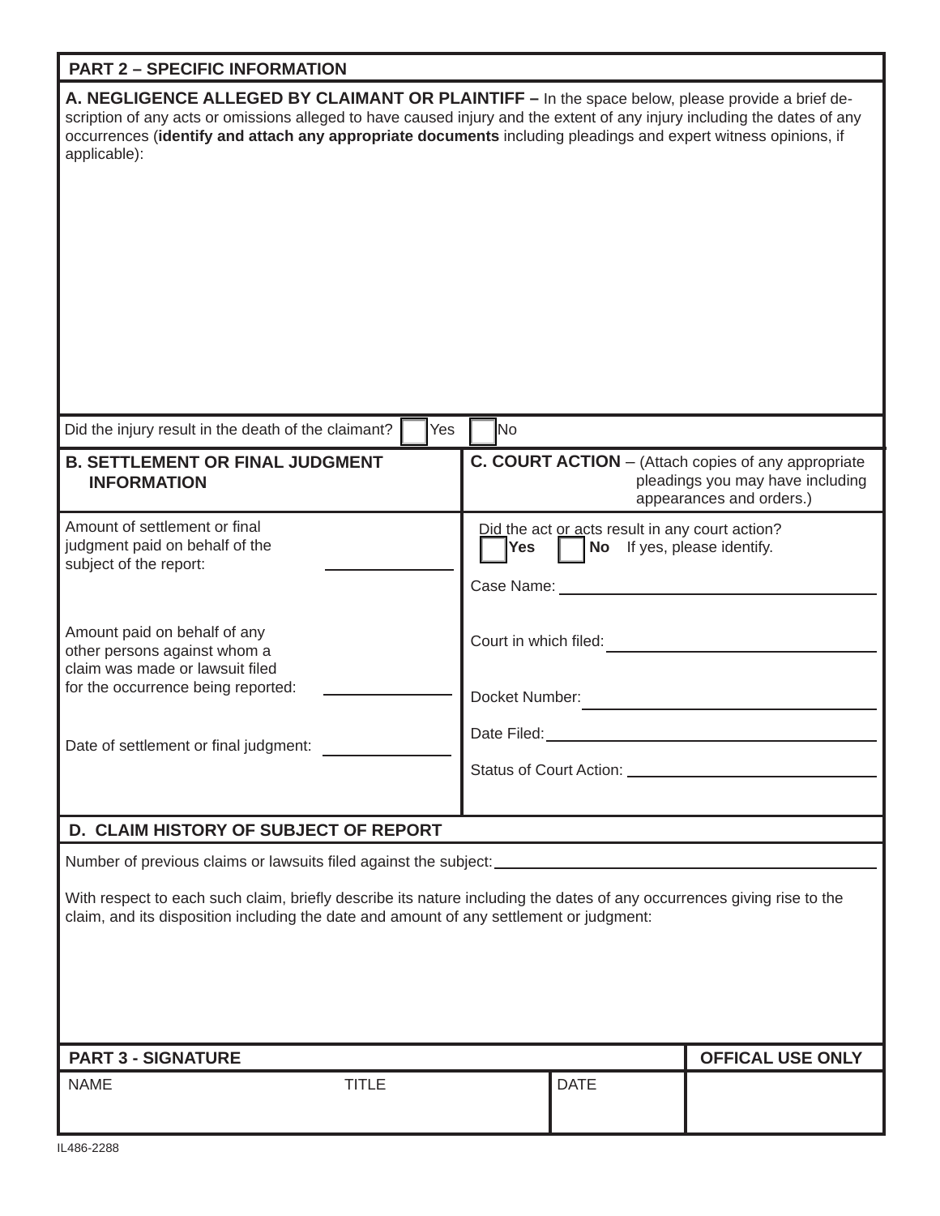## PART 2 – SPECIFIC INFORMATION

**A. NEGLIGENCE ALLEGED BY CLAIMANT OR PLAINTIFF –** In the space below, please provide a brief description of any acts or omissions alleged to have caused injury and the extent of any injury including the dates of any occurrences (**identify and attach any appropriate documents** including pleadings and expert witness opinions, if applicable):

Did the injury result in the death of the claimant? ☐ Yes ☐ No

**B. SETTLEMENT OR FINAL JUDGMENT INFORMATION**

Amount of settlement or final judgment paid on behalf of the subject of the report: ______________

Amount paid on behalf of any other persons against whom a claim was made or lawsuit filed for the occurrence being reported: ______________

Date of settlement or final judgment: ______________

**C. COURT ACTION** – (Attach copies of any appropriate pleadings you may have including appearances and orders.)

Did the act or acts result in any court action?
☐ **Yes** ☐ **No** If yes, please identify.

Case Name: ______________

Court in which filed: ______________

Docket Number: ______________

Date Filed: ______________

Status of Court Action: ______________

**D. CLAIM HISTORY OF SUBJECT OF REPORT**

Number of previous claims or lawsuits filed against the subject: ______________

With respect to each such claim, briefly describe its nature including the dates of any occurrences giving rise to the claim, and its disposition including the date and amount of any settlement or judgment:

## PART 3 - SIGNATURE

| NAME | TITLE | DATE | OFFICAL USE ONLY |
|---|---|---|---|
| | | | |

IL486-2288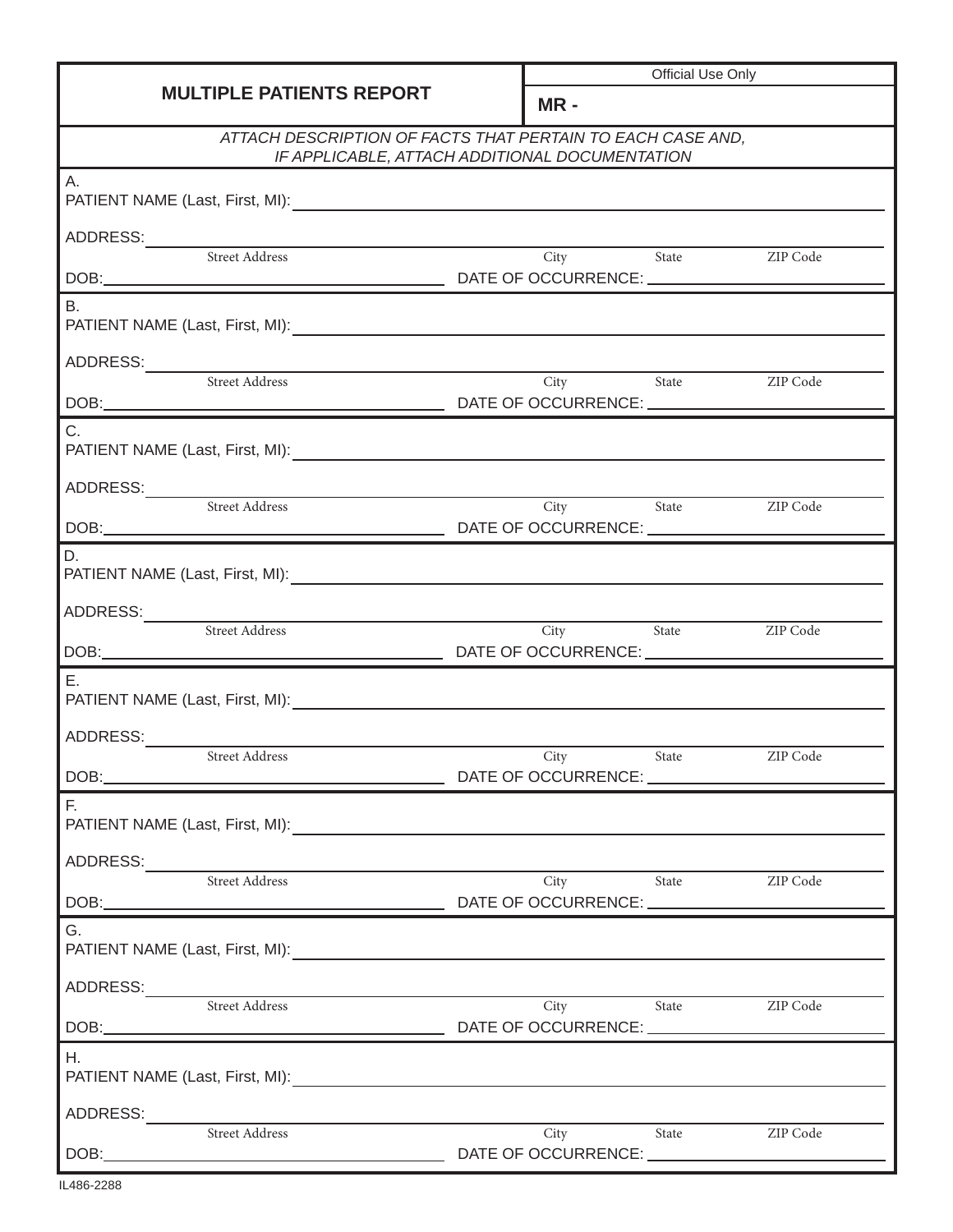# MULTIPLE PATIENTS REPORT

Official Use Only

**MR -**

*ATTACH DESCRIPTION OF FACTS THAT PERTAIN TO EACH CASE AND, IF APPLICABLE, ATTACH ADDITIONAL DOCUMENTATION*

A.

PATIENT NAME (Last, First, MI): ____________________

ADDRESS: ____________________
Street Address City State ZIP Code

DOB: ____________________ DATE OF OCCURRENCE: ____________________

B.

PATIENT NAME (Last, First, MI): ____________________

ADDRESS: ____________________
Street Address City State ZIP Code

DOB: ____________________ DATE OF OCCURRENCE: ____________________

C.

PATIENT NAME (Last, First, MI): ____________________

ADDRESS: ____________________
Street Address City State ZIP Code

DOB: ____________________ DATE OF OCCURRENCE: ____________________

D.

PATIENT NAME (Last, First, MI): ____________________

ADDRESS: ____________________
Street Address City State ZIP Code

DOB: ____________________ DATE OF OCCURRENCE: ____________________

E.

PATIENT NAME (Last, First, MI): ____________________

ADDRESS: ____________________
Street Address City State ZIP Code

DOB: ____________________ DATE OF OCCURRENCE: ____________________

F.

PATIENT NAME (Last, First, MI): ____________________

ADDRESS: ____________________
Street Address City State ZIP Code

DOB: ____________________ DATE OF OCCURRENCE: ____________________

G.

PATIENT NAME (Last, First, MI): ____________________

ADDRESS: ____________________
Street Address City State ZIP Code

DOB: ____________________ DATE OF OCCURRENCE: ____________________

H.

PATIENT NAME (Last, First, MI): ____________________

ADDRESS: ____________________
Street Address City State ZIP Code

DOB: ____________________ DATE OF OCCURRENCE: ____________________

IL486-2288